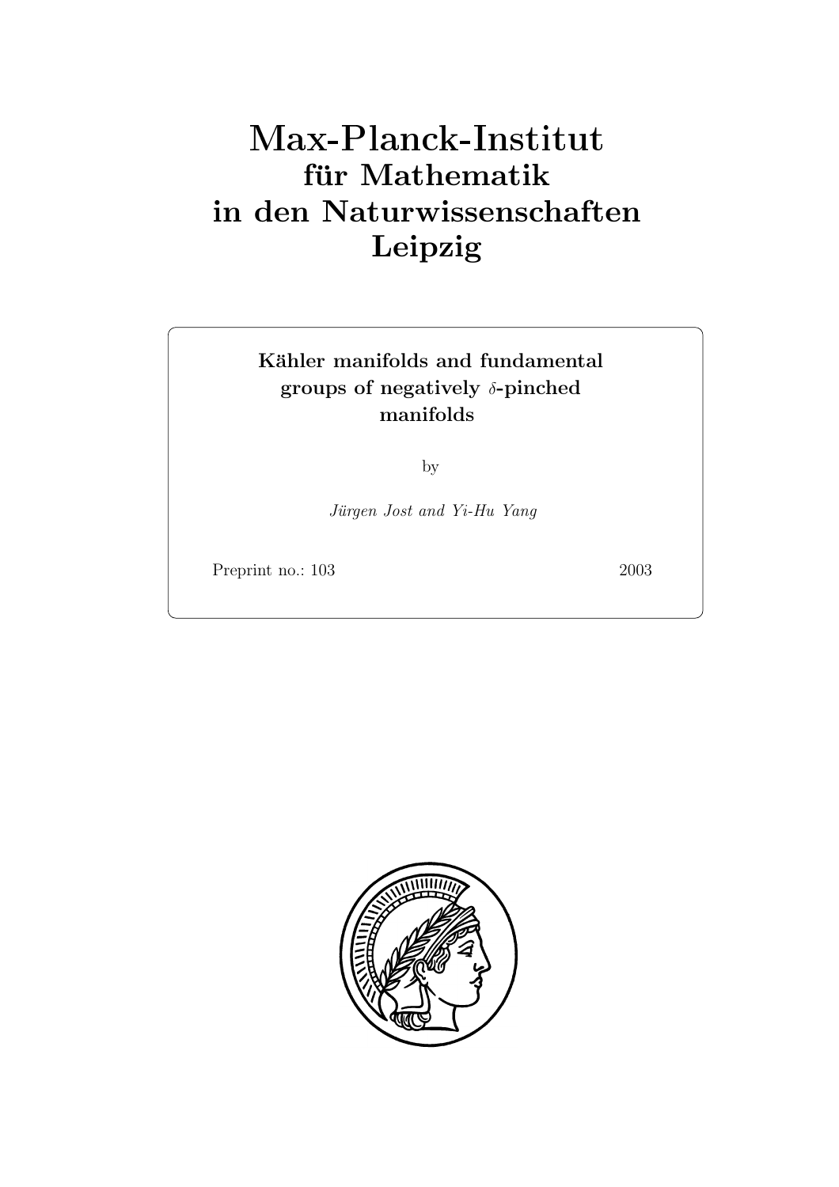# Max-Planck-Institut
## für Mathematik
## in den Naturwissenschaften
## Leipzig

**Kähler manifolds and fundamental groups of negatively $\delta$-pinched manifolds**

by

*Jürgen Jost and Yi-Hu Yang*

Preprint no.: 103 2003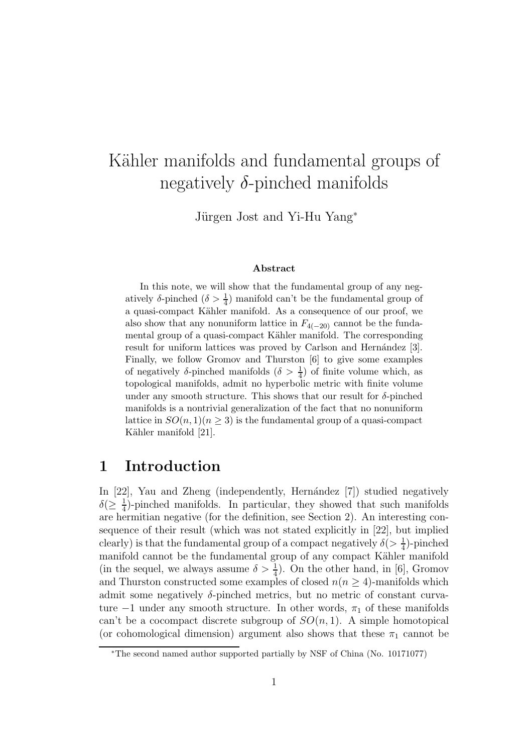# Kähler manifolds and fundamental groups of negatively $\delta$-pinched manifolds

Jürgen Jost and Yi-Hu Yang[*]

### Abstract

In this note, we will show that the fundamental group of any negatively $\delta$-pinched ($\delta > \frac{1}{4}$) manifold can't be the fundamental group of a quasi-compact Kähler manifold. As a consequence of our proof, we also show that any nonuniform lattice in $F_{4(-20)}$ cannot be the fundamental group of a quasi-compact Kähler manifold. The corresponding result for uniform lattices was proved by Carlson and Hernández [3]. Finally, we follow Gromov and Thurston [6] to give some examples of negatively $\delta$-pinched manifolds ($\delta > \frac{1}{4}$) of finite volume which, as topological manifolds, admit no hyperbolic metric with finite volume under any smooth structure. This shows that our result for $\delta$-pinched manifolds is a nontrivial generalization of the fact that no nonuniform lattice in $SO(n,1)(n \geq 3)$ is the fundamental group of a quasi-compact Kähler manifold [21].

## 1 Introduction

In [22], Yau and Zheng (independently, Hernández [7]) studied negatively $\delta(\geq \frac{1}{4})$-pinched manifolds. In particular, they showed that such manifolds are hermitian negative (for the definition, see Section 2). An interesting consequence of their result (which was not stated explicitly in [22], but implied clearly) is that the fundamental group of a compact negatively $\delta(> \frac{1}{4})$-pinched manifold cannot be the fundamental group of any compact Kähler manifold (in the sequel, we always assume $\delta > \frac{1}{4}$). On the other hand, in [6], Gromov and Thurston constructed some examples of closed $n(n \geq 4)$-manifolds which admit some negatively $\delta$-pinched metrics, but no metric of constant curvature $-1$ under any smooth structure. In other words, $\pi_1$ of these manifolds can't be a cocompact discrete subgroup of $SO(n,1)$. A simple homotopical (or cohomological dimension) argument also shows that these $\pi_1$ cannot be

[*]The second named author supported partially by NSF of China (No. 10171077)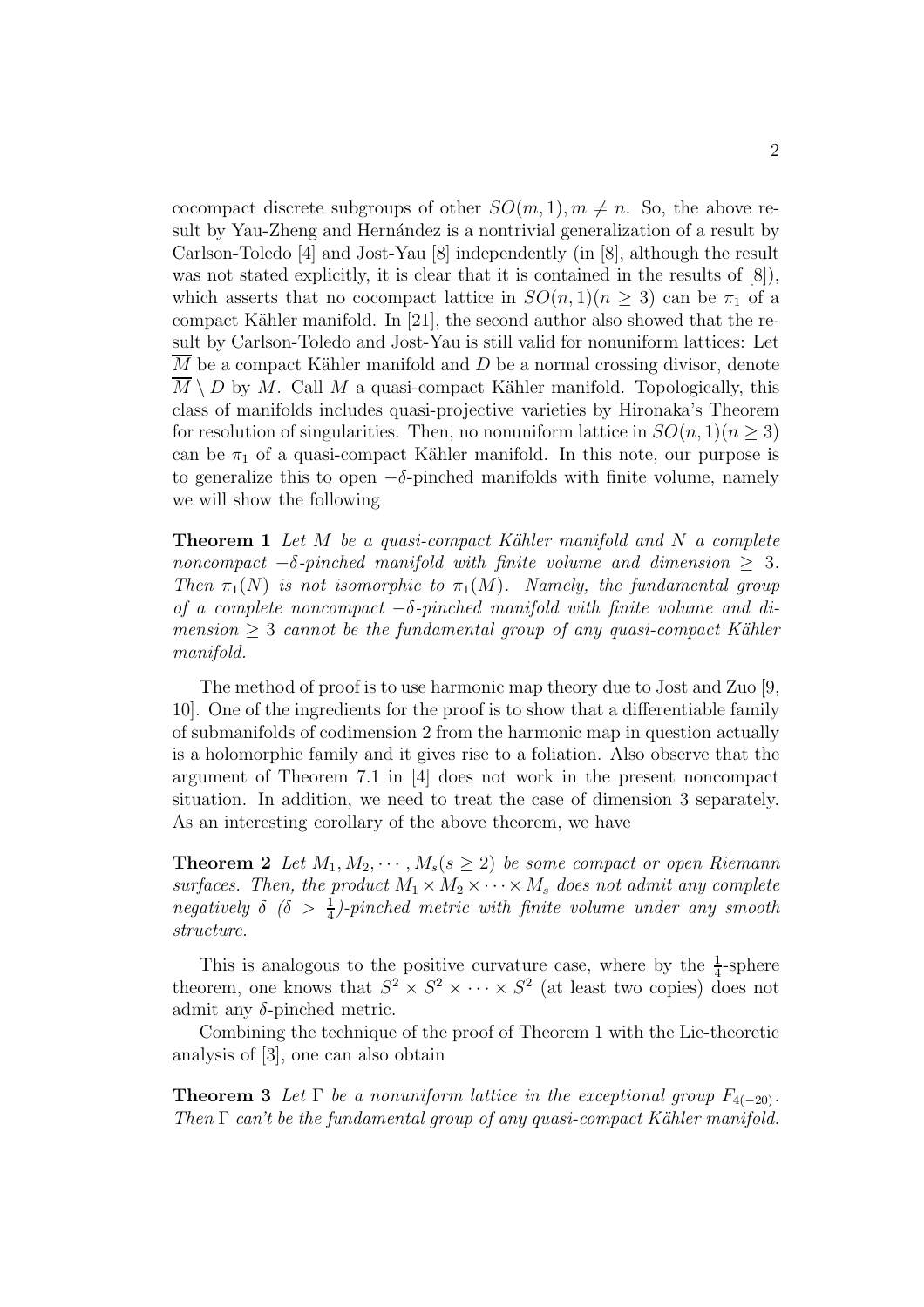cocompact discrete subgroups of other $SO(m, 1), m \neq n$. So, the above result by Yau-Zheng and Hernández is a nontrivial generalization of a result by Carlson-Toledo [4] and Jost-Yau [8] independently (in [8], although the result was not stated explicitly, it is clear that it is contained in the results of [8]), which asserts that no cocompact lattice in $SO(n, 1)(n \geq 3)$ can be $\pi_1$ of a compact Kähler manifold. In [21], the second author also showed that the result by Carlson-Toledo and Jost-Yau is still valid for nonuniform lattices: Let $\overline{M}$ be a compact Kähler manifold and $D$ be a normal crossing divisor, denote $\overline{M} \setminus D$ by $M$. Call $M$ a quasi-compact Kähler manifold. Topologically, this class of manifolds includes quasi-projective varieties by Hironaka's Theorem for resolution of singularities. Then, no nonuniform lattice in $SO(n, 1)(n \geq 3)$ can be $\pi_1$ of a quasi-compact Kähler manifold. In this note, our purpose is to generalize this to open $-\delta$-pinched manifolds with finite volume, namely we will show the following

**Theorem 1** *Let $M$ be a quasi-compact Kähler manifold and $N$ a complete noncompact $-\delta$-pinched manifold with finite volume and dimension $\geq 3$. Then $\pi_1(N)$ is not isomorphic to $\pi_1(M)$. Namely, the fundamental group of a complete noncompact $-\delta$-pinched manifold with finite volume and dimension $\geq 3$ cannot be the fundamental group of any quasi-compact Kähler manifold.*

The method of proof is to use harmonic map theory due to Jost and Zuo [9, 10]. One of the ingredients for the proof is to show that a differentiable family of submanifolds of codimension 2 from the harmonic map in question actually is a holomorphic family and it gives rise to a foliation. Also observe that the argument of Theorem 7.1 in [4] does not work in the present noncompact situation. In addition, we need to treat the case of dimension 3 separately. As an interesting corollary of the above theorem, we have

**Theorem 2** *Let $M_1, M_2, \cdots, M_s (s \geq 2)$ be some compact or open Riemann surfaces. Then, the product $M_1 \times M_2 \times \cdots \times M_s$ does not admit any complete negatively $\delta$ ($\delta > \frac{1}{4}$)-pinched metric with finite volume under any smooth structure.*

This is analogous to the positive curvature case, where by the $\frac{1}{4}$-sphere theorem, one knows that $S^2 \times S^2 \times \cdots \times S^2$ (at least two copies) does not admit any $\delta$-pinched metric.

Combining the technique of the proof of Theorem 1 with the Lie-theoretic analysis of [3], one can also obtain

**Theorem 3** *Let $\Gamma$ be a nonuniform lattice in the exceptional group $F_{4(-20)}$. Then $\Gamma$ can't be the fundamental group of any quasi-compact Kähler manifold.*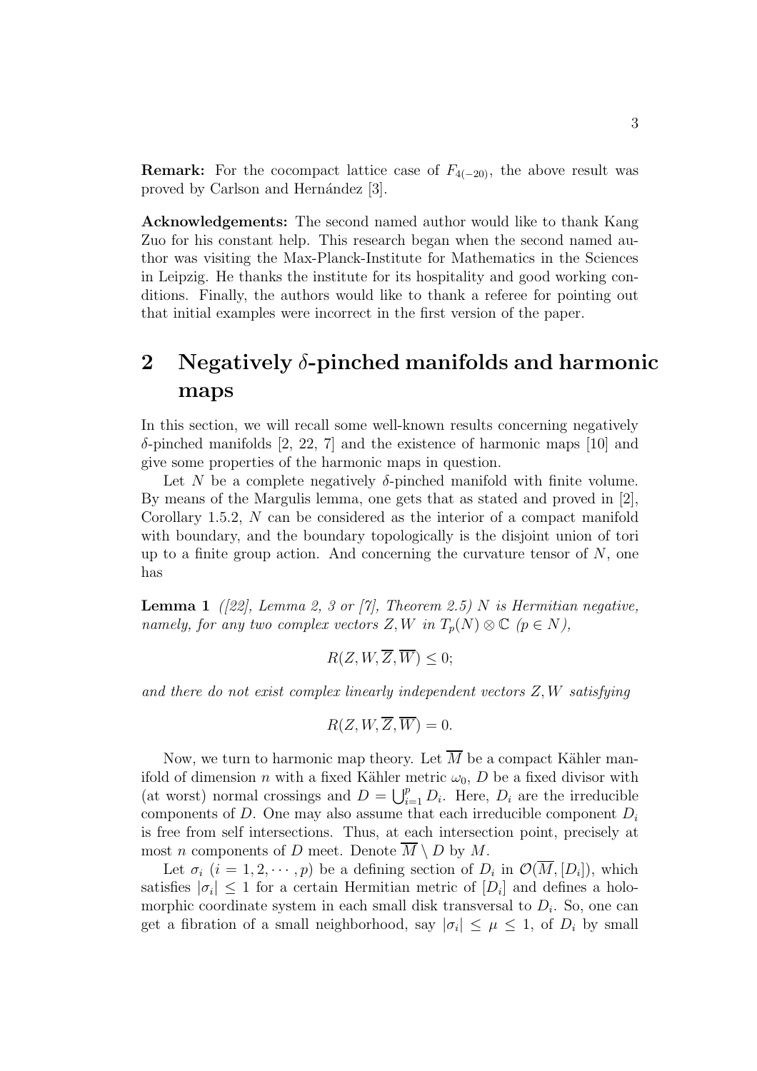**Remark:** For the cocompact lattice case of $F_{4(-20)}$, the above result was proved by Carlson and Hernández [3].

**Acknowledgements:** The second named author would like to thank Kang Zuo for his constant help. This research began when the second named author was visiting the Max-Planck-Institute for Mathematics in the Sciences in Leipzig. He thanks the institute for its hospitality and good working conditions. Finally, the authors would like to thank a referee for pointing out that initial examples were incorrect in the first version of the paper.

# 2 Negatively $\delta$-pinched manifolds and harmonic maps

In this section, we will recall some well-known results concerning negatively $\delta$-pinched manifolds [2, 22, 7] and the existence of harmonic maps [10] and give some properties of the harmonic maps in question.

Let $N$ be a complete negatively $\delta$-pinched manifold with finite volume. By means of the Margulis lemma, one gets that as stated and proved in [2], Corollary 1.5.2, $N$ can be considered as the interior of a compact manifold with boundary, and the boundary topologically is the disjoint union of tori up to a finite group action. And concerning the curvature tensor of $N$, one has

**Lemma 1** *([22], Lemma 2, 3 or [7], Theorem 2.5) $N$ is Hermitian negative, namely, for any two complex vectors $Z, W$ in $T_p(N) \otimes \mathbb{C}$ ($p \in N$),*

$$R(Z, W, \overline{Z}, \overline{W}) \leq 0;$$

*and there do not exist complex linearly independent vectors $Z, W$ satisfying*

$$R(Z, W, \overline{Z}, \overline{W}) = 0.$$

Now, we turn to harmonic map theory. Let $\overline{M}$ be a compact Kähler manifold of dimension $n$ with a fixed Kähler metric $\omega_0$, $D$ be a fixed divisor with (at worst) normal crossings and $D = \bigcup_{i=1}^{p} D_i$. Here, $D_i$ are the irreducible components of $D$. One may also assume that each irreducible component $D_i$ is free from self intersections. Thus, at each intersection point, precisely at most $n$ components of $D$ meet. Denote $\overline{M} \setminus D$ by $M$.

Let $\sigma_i$ ($i = 1, 2, \cdots, p$) be a defining section of $D_i$ in $\mathcal{O}(\overline{M}, [D_i])$, which satisfies $|\sigma_i| \leq 1$ for a certain Hermitian metric of $[D_i]$ and defines a holomorphic coordinate system in each small disk transversal to $D_i$. So, one can get a fibration of a small neighborhood, say $|\sigma_i| \leq \mu \leq 1$, of $D_i$ by small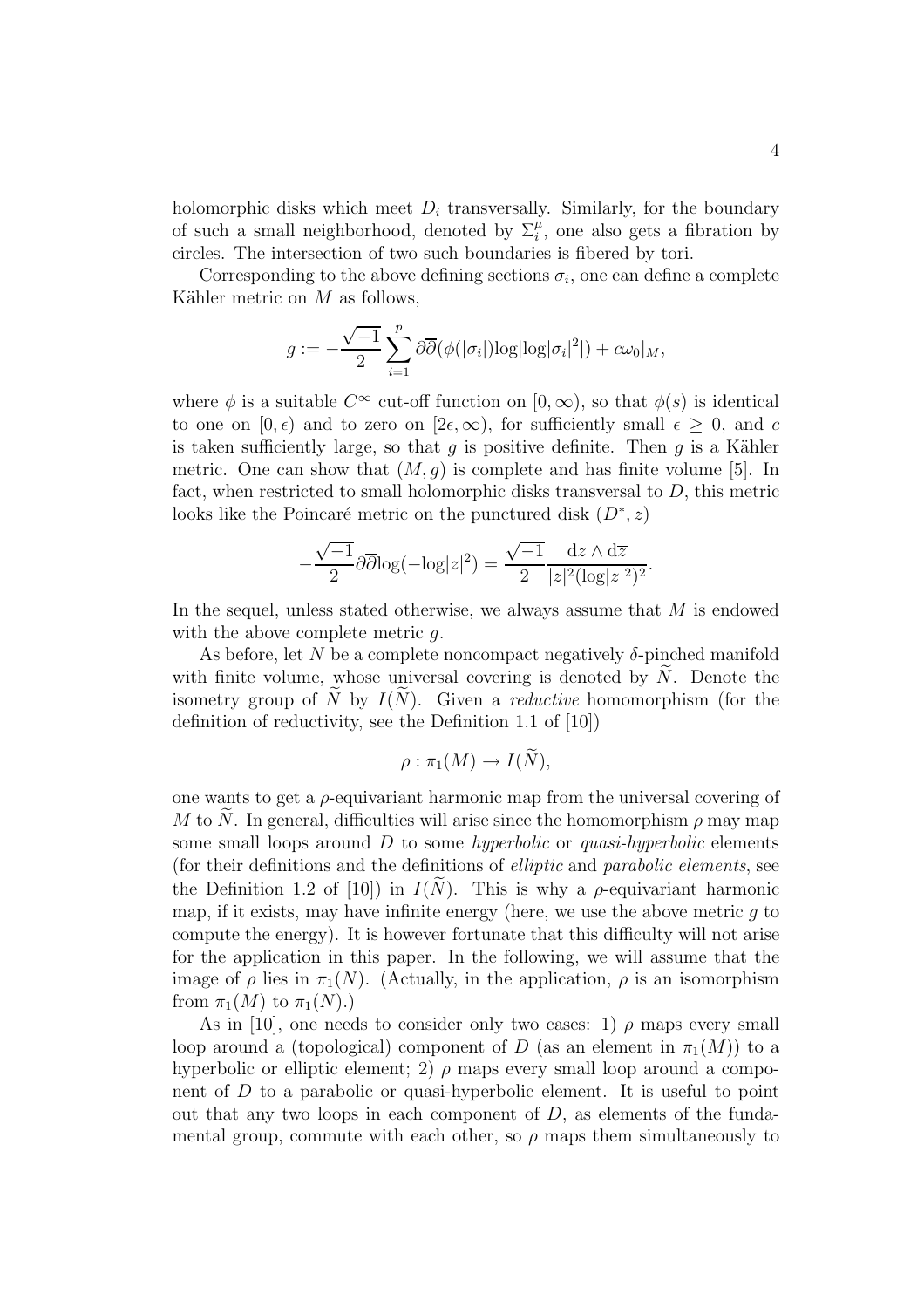holomorphic disks which meet $D_i$ transversally. Similarly, for the boundary of such a small neighborhood, denoted by $\Sigma_i^\mu$, one also gets a fibration by circles. The intersection of two such boundaries is fibered by tori.

Corresponding to the above defining sections $\sigma_i$, one can define a complete Kähler metric on $M$ as follows,

$$g := -\frac{\sqrt{-1}}{2}\sum_{i=1}^{p}\partial\overline{\partial}(\phi(|\sigma_i|)\log|\log|\sigma_i|^2|) + c\omega_0|_M,$$

where $\phi$ is a suitable $C^\infty$ cut-off function on $[0,\infty)$, so that $\phi(s)$ is identical to one on $[0,\epsilon)$ and to zero on $[2\epsilon,\infty)$, for sufficiently small $\epsilon \geq 0$, and $c$ is taken sufficiently large, so that $g$ is positive definite. Then $g$ is a Kähler metric. One can show that $(M,g)$ is complete and has finite volume [5]. In fact, when restricted to small holomorphic disks transversal to $D$, this metric looks like the Poincaré metric on the punctured disk $(D^*, z)$

$$-\frac{\sqrt{-1}}{2}\partial\overline{\partial}\log(-\log|z|^2) = \frac{\sqrt{-1}}{2}\frac{\mathrm{d}z\wedge\mathrm{d}\overline{z}}{|z|^2(\log|z|^2)^2}.$$

In the sequel, unless stated otherwise, we always assume that $M$ is endowed with the above complete metric $g$.

As before, let $N$ be a complete noncompact negatively $\delta$-pinched manifold with finite volume, whose universal covering is denoted by $\widetilde{N}$. Denote the isometry group of $\widetilde{N}$ by $I(\widetilde{N})$. Given a *reductive* homomorphism (for the definition of reductivity, see the Definition 1.1 of [10])

$$\rho : \pi_1(M) \to I(\widetilde{N}),$$

one wants to get a $\rho$-equivariant harmonic map from the universal covering of $M$ to $\widetilde{N}$. In general, difficulties will arise since the homomorphism $\rho$ may map some small loops around $D$ to some *hyperbolic* or *quasi-hyperbolic* elements (for their definitions and the definitions of *elliptic* and *parabolic elements*, see the Definition 1.2 of [10]) in $I(\widetilde{N})$. This is why a $\rho$-equivariant harmonic map, if it exists, may have infinite energy (here, we use the above metric $g$ to compute the energy). It is however fortunate that this difficulty will not arise for the application in this paper. In the following, we will assume that the image of $\rho$ lies in $\pi_1(N)$. (Actually, in the application, $\rho$ is an isomorphism from $\pi_1(M)$ to $\pi_1(N)$.)

As in [10], one needs to consider only two cases: 1) $\rho$ maps every small loop around a (topological) component of $D$ (as an element in $\pi_1(M)$) to a hyperbolic or elliptic element; 2) $\rho$ maps every small loop around a component of $D$ to a parabolic or quasi-hyperbolic element. It is useful to point out that any two loops in each component of $D$, as elements of the fundamental group, commute with each other, so $\rho$ maps them simultaneously to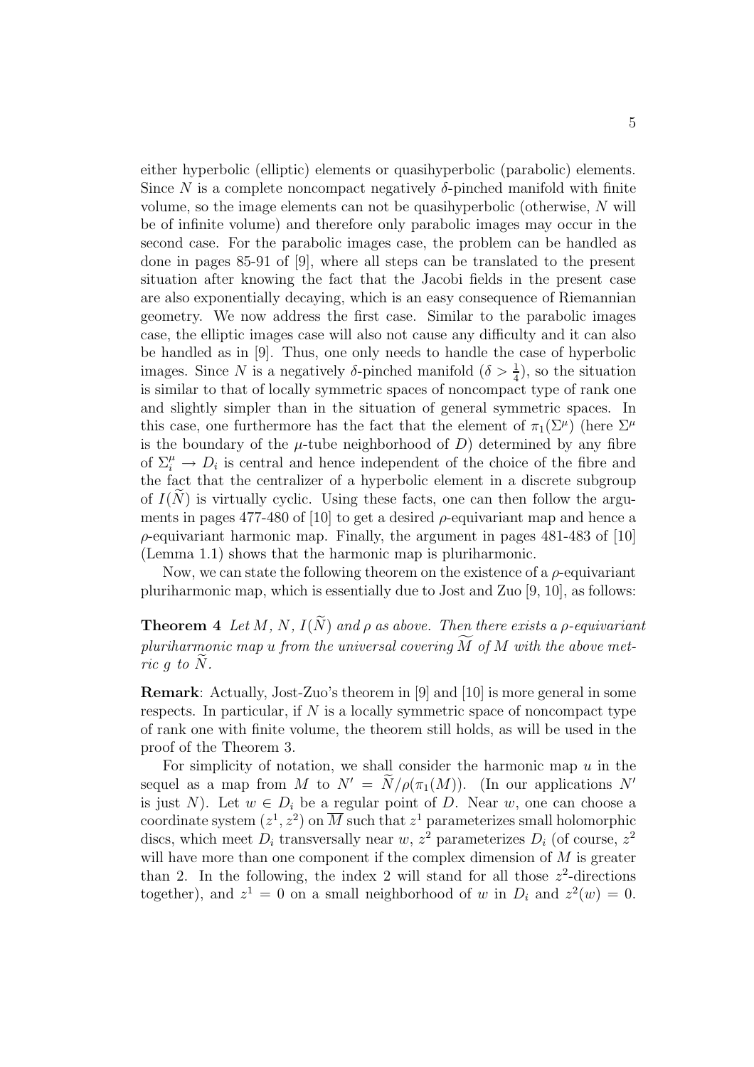either hyperbolic (elliptic) elements or quasihyperbolic (parabolic) elements. Since $N$ is a complete noncompact negatively $\delta$-pinched manifold with finite volume, so the image elements can not be quasihyperbolic (otherwise, $N$ will be of infinite volume) and therefore only parabolic images may occur in the second case. For the parabolic images case, the problem can be handled as done in pages 85-91 of [9], where all steps can be translated to the present situation after knowing the fact that the Jacobi fields in the present case are also exponentially decaying, which is an easy consequence of Riemannian geometry. We now address the first case. Similar to the parabolic images case, the elliptic images case will also not cause any difficulty and it can also be handled as in [9]. Thus, one only needs to handle the case of hyperbolic images. Since $N$ is a negatively $\delta$-pinched manifold ($\delta > \frac{1}{4}$), so the situation is similar to that of locally symmetric spaces of noncompact type of rank one and slightly simpler than in the situation of general symmetric spaces. In this case, one furthermore has the fact that the element of $\pi_1(\Sigma^\mu)$ (here $\Sigma^\mu$ is the boundary of the $\mu$-tube neighborhood of $D$) determined by any fibre of $\Sigma_i^\mu \to D_i$ is central and hence independent of the choice of the fibre and the fact that the centralizer of a hyperbolic element in a discrete subgroup of $I(\widetilde{N})$ is virtually cyclic. Using these facts, one can then follow the arguments in pages 477-480 of [10] to get a desired $\rho$-equivariant map and hence a $\rho$-equivariant harmonic map. Finally, the argument in pages 481-483 of [10] (Lemma 1.1) shows that the harmonic map is pluriharmonic.

Now, we can state the following theorem on the existence of a $\rho$-equivariant pluriharmonic map, which is essentially due to Jost and Zuo [9, 10], as follows:

**Theorem 4** *Let $M$, $N$, $I(\widetilde{N})$ and $\rho$ as above. Then there exists a $\rho$-equivariant pluriharmonic map $u$ from the universal covering $\widetilde{M}$ of $M$ with the above metric $g$ to $\widetilde{N}$.*

**Remark**: Actually, Jost-Zuo's theorem in [9] and [10] is more general in some respects. In particular, if $N$ is a locally symmetric space of noncompact type of rank one with finite volume, the theorem still holds, as will be used in the proof of the Theorem 3.

For simplicity of notation, we shall consider the harmonic map $u$ in the sequel as a map from $M$ to $N' = \widetilde{N}/\rho(\pi_1(M))$. (In our applications $N'$ is just $N$). Let $w \in D_i$ be a regular point of $D$. Near $w$, one can choose a coordinate system $(z^1, z^2)$ on $\overline{M}$ such that $z^1$ parameterizes small holomorphic discs, which meet $D_i$ transversally near $w$, $z^2$ parameterizes $D_i$ (of course, $z^2$ will have more than one component if the complex dimension of $M$ is greater than 2. In the following, the index 2 will stand for all those $z^2$-directions together), and $z^1 = 0$ on a small neighborhood of $w$ in $D_i$ and $z^2(w) = 0$.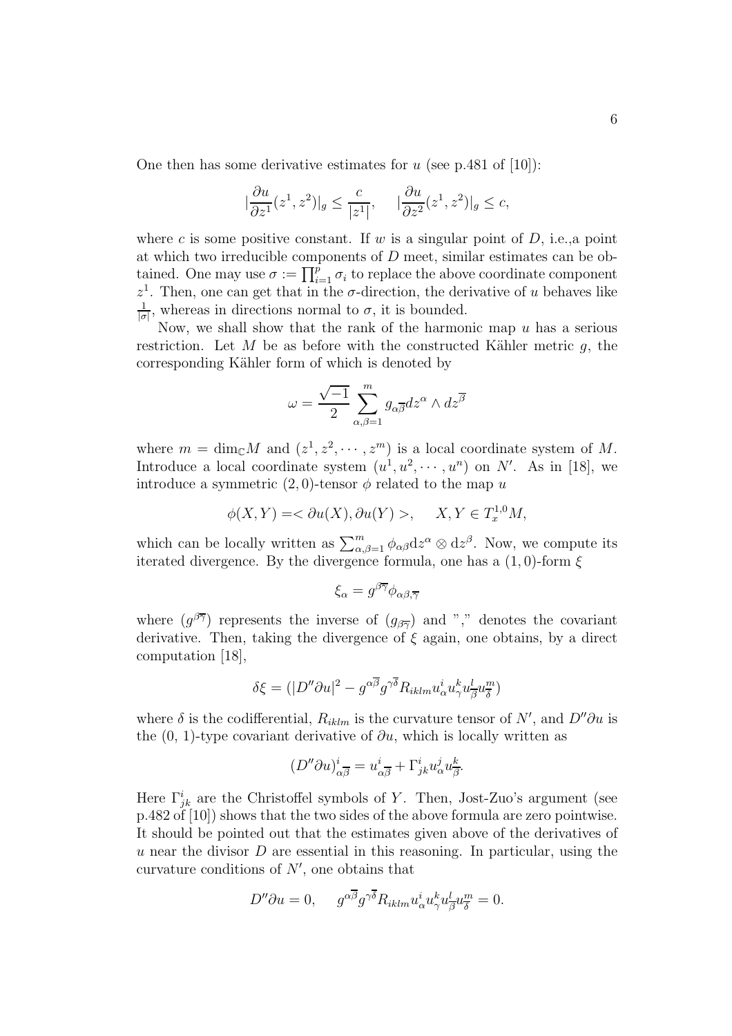One then has some derivative estimates for $u$ (see p.481 of [10]):

$$|\frac{\partial u}{\partial z^1}(z^1, z^2)|_g \leq \frac{c}{|z^1|}, \quad |\frac{\partial u}{\partial z^2}(z^1, z^2)|_g \leq c,$$

where $c$ is some positive constant. If $w$ is a singular point of $D$, i.e.,a point at which two irreducible components of $D$ meet, similar estimates can be obtained. One may use $\sigma := \prod_{i=1}^{p} \sigma_i$ to replace the above coordinate component $z^1$. Then, one can get that in the $\sigma$-direction, the derivative of $u$ behaves like $\frac{1}{|\sigma|}$, whereas in directions normal to $\sigma$, it is bounded.

Now, we shall show that the rank of the harmonic map $u$ has a serious restriction. Let $M$ be as before with the constructed Kähler metric $g$, the corresponding Kähler form of which is denoted by

$$\omega = \frac{\sqrt{-1}}{2} \sum_{\alpha,\beta=1}^{m} g_{\alpha\overline{\beta}} dz^\alpha \wedge dz^{\overline{\beta}}$$

where $m = \dim_{\mathbb{C}} M$ and $(z^1, z^2, \cdots, z^m)$ is a local coordinate system of $M$. Introduce a local coordinate system $(u^1, u^2, \cdots, u^n)$ on $N'$. As in [18], we introduce a symmetric $(2,0)$-tensor $\phi$ related to the map $u$

$$\phi(X, Y) = < \partial u(X), \partial u(Y) >, \quad X, Y \in T_x^{1,0} M,$$

which can be locally written as $\sum_{\alpha,\beta=1}^{m} \phi_{\alpha\beta} \mathrm{d}z^\alpha \otimes \mathrm{d}z^\beta$. Now, we compute its iterated divergence. By the divergence formula, one has a $(1,0)$-form $\xi$

$$\xi_\alpha = g^{\beta\overline{\gamma}} \phi_{\alpha\beta,\overline{\gamma}}$$

where $(g^{\beta\overline{\gamma}})$ represents the inverse of $(g_{\beta\overline{\gamma}})$ and "," denotes the covariant derivative. Then, taking the divergence of $\xi$ again, one obtains, by a direct computation [18],

$$\delta\xi = (|D''\partial u|^2 - g^{\alpha\overline{\beta}} g^{\gamma\overline{\delta}} R_{iklm} u^i_\alpha u^k_\gamma u^l_{\overline{\beta}} u^m_{\overline{\delta}})$$

where $\delta$ is the codifferential, $R_{iklm}$ is the curvature tensor of $N'$, and $D''\partial u$ is the (0, 1)-type covariant derivative of $\partial u$, which is locally written as

$$(D''\partial u)^i_{\alpha\overline{\beta}} = u^i_{\alpha\overline{\beta}} + \Gamma^i_{jk} u^j_\alpha u^k_{\overline{\beta}}.$$

Here $\Gamma^i_{jk}$ are the Christoffel symbols of $Y$. Then, Jost-Zuo's argument (see p.482 of [10]) shows that the two sides of the above formula are zero pointwise. It should be pointed out that the estimates given above of the derivatives of $u$ near the divisor $D$ are essential in this reasoning. In particular, using the curvature conditions of $N'$, one obtains that

$$D''\partial u = 0, \quad g^{\alpha\overline{\beta}} g^{\gamma\overline{\delta}} R_{iklm} u^i_\alpha u^k_\gamma u^l_{\overline{\beta}} u^m_{\overline{\delta}} = 0.$$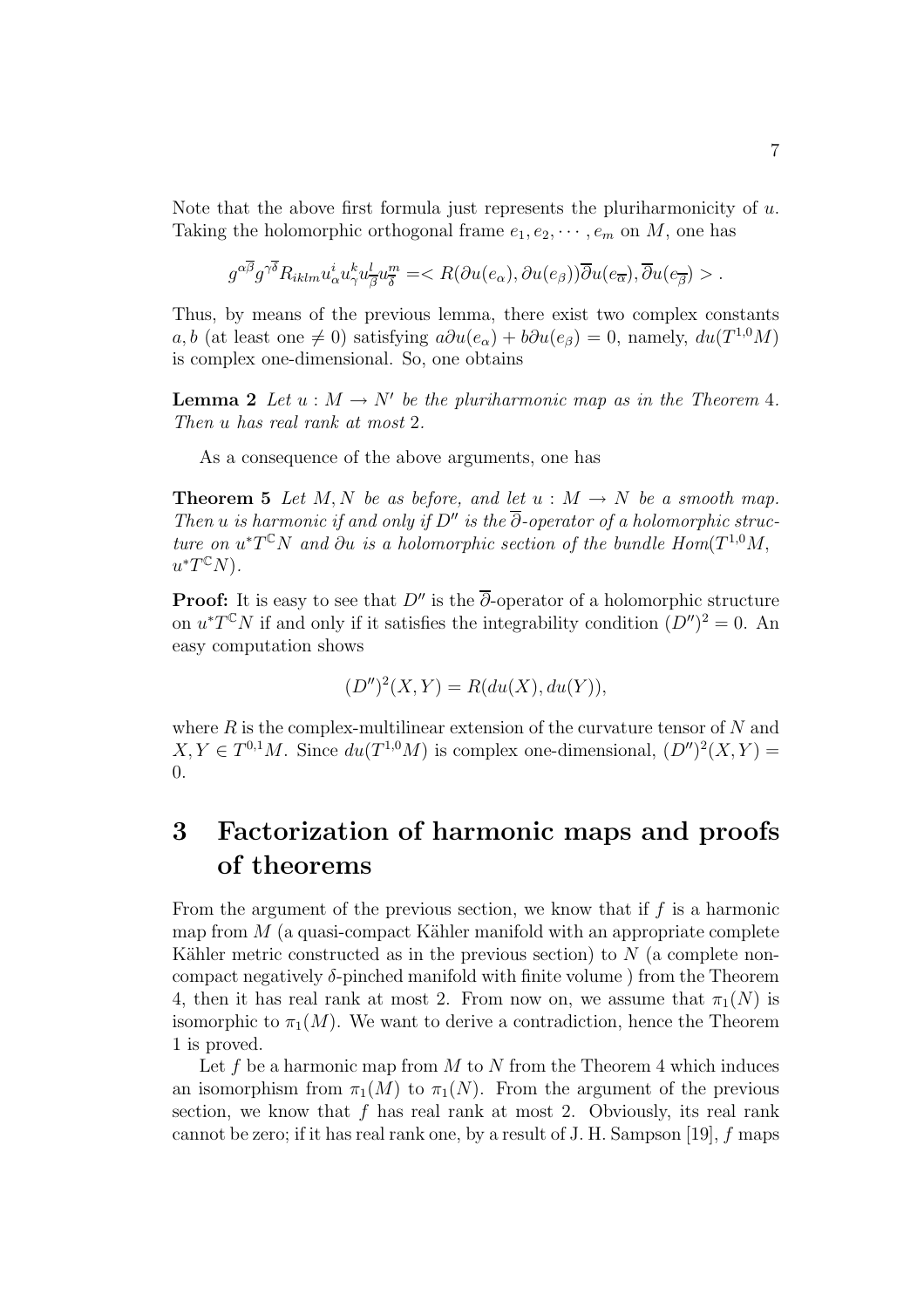Note that the above first formula just represents the pluriharmonicity of $u$. Taking the holomorphic orthogonal frame $e_1, e_2, \cdots, e_m$ on $M$, one has

$$g^{\alpha\overline{\beta}} g^{\gamma\overline{\delta}} R_{iklm} u^i_\alpha u^k_\gamma u^l_{\overline{\beta}} u^m_{\overline{\delta}} = < R(\partial u(e_\alpha), \partial u(e_\beta)) \overline{\partial} u(e_{\overline{\alpha}}), \overline{\partial} u(e_{\overline{\beta}}) > .$$

Thus, by means of the previous lemma, there exist two complex constants $a, b$ (at least one $\neq 0$) satisfying $a\partial u(e_\alpha) + b\partial u(e_\beta) = 0$, namely, $du(T^{1,0}M)$ is complex one-dimensional. So, one obtains

**Lemma 2** *Let $u : M \to N'$ be the pluriharmonic map as in the Theorem 4. Then $u$ has real rank at most 2.*

As a consequence of the above arguments, one has

**Theorem 5** *Let $M, N$ be as before, and let $u : M \to N$ be a smooth map. Then $u$ is harmonic if and only if $D''$ is the $\overline{\partial}$-operator of a holomorphic structure on $u^*T^{\mathbb{C}}N$ and $\partial u$ is a holomorphic section of the bundle $Hom(T^{1,0}M, u^*T^{\mathbb{C}}N)$.*

**Proof:** It is easy to see that $D''$ is the $\overline{\partial}$-operator of a holomorphic structure on $u^*T^{\mathbb{C}}N$ if and only if it satisfies the integrability condition $(D'')^2 = 0$. An easy computation shows

$$(D'')^2(X, Y) = R(du(X), du(Y)),$$

where $R$ is the complex-multilinear extension of the curvature tensor of $N$ and $X, Y \in T^{0,1}M$. Since $du(T^{1,0}M)$ is complex one-dimensional, $(D'')^2(X, Y) = 0$.

# 3 Factorization of harmonic maps and proofs of theorems

From the argument of the previous section, we know that if $f$ is a harmonic map from $M$ (a quasi-compact Kähler manifold with an appropriate complete Kähler metric constructed as in the previous section) to $N$ (a complete noncompact negatively $\delta$-pinched manifold with finite volume ) from the Theorem 4, then it has real rank at most 2. From now on, we assume that $\pi_1(N)$ is isomorphic to $\pi_1(M)$. We want to derive a contradiction, hence the Theorem 1 is proved.

Let $f$ be a harmonic map from $M$ to $N$ from the Theorem 4 which induces an isomorphism from $\pi_1(M)$ to $\pi_1(N)$. From the argument of the previous section, we know that $f$ has real rank at most 2. Obviously, its real rank cannot be zero; if it has real rank one, by a result of J. H. Sampson [19], $f$ maps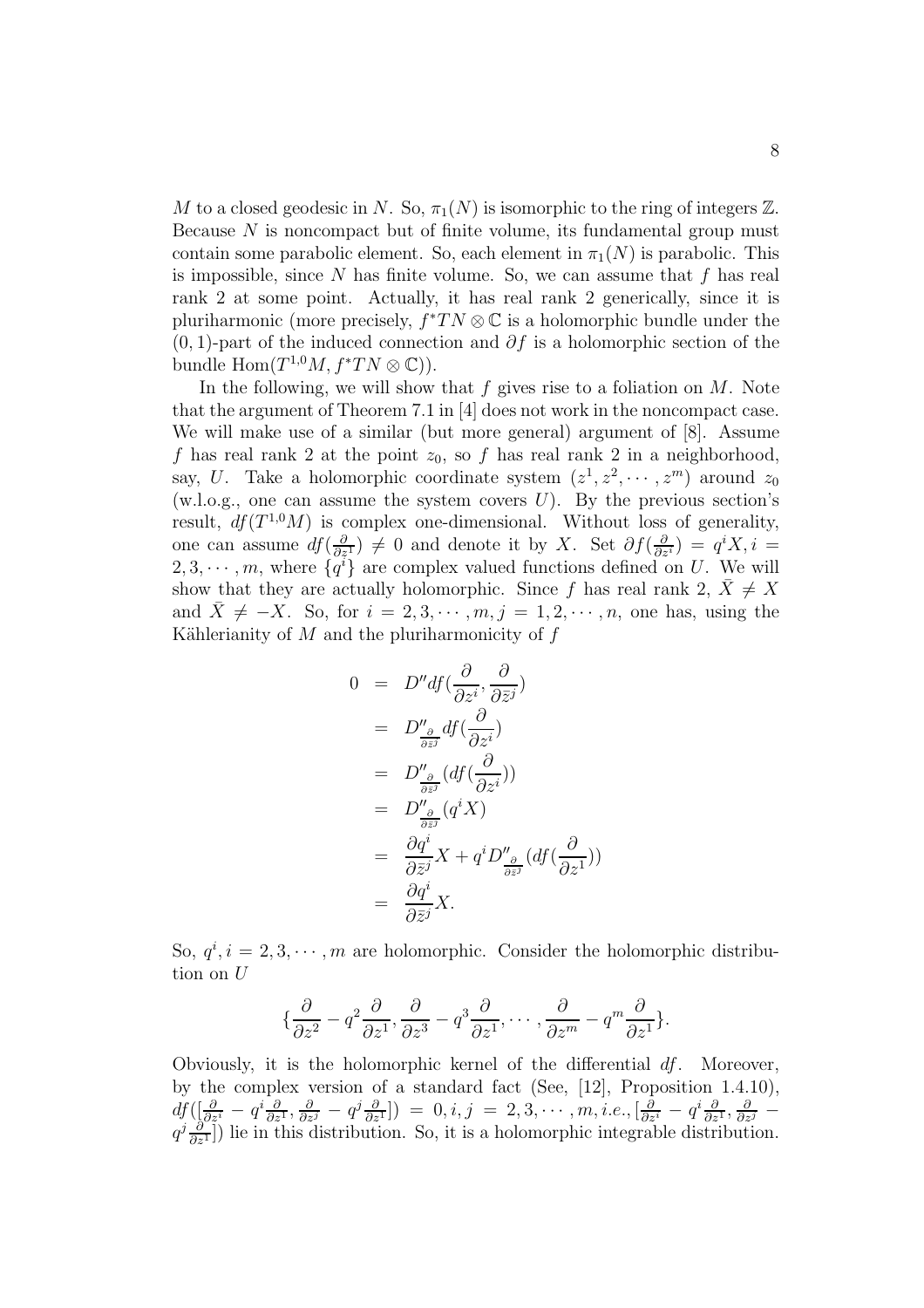$M$ to a closed geodesic in $N$. So, $\pi_1(N)$ is isomorphic to the ring of integers $\mathbb{Z}$. Because $N$ is noncompact but of finite volume, its fundamental group must contain some parabolic element. So, each element in $\pi_1(N)$ is parabolic. This is impossible, since $N$ has finite volume. So, we can assume that $f$ has real rank 2 at some point. Actually, it has real rank 2 generically, since it is pluriharmonic (more precisely, $f^*TN \otimes \mathbb{C}$ is a holomorphic bundle under the $(0,1)$-part of the induced connection and $\partial f$ is a holomorphic section of the bundle $\mathrm{Hom}(T^{1,0}M, f^*TN \otimes \mathbb{C})$).

In the following, we will show that $f$ gives rise to a foliation on $M$. Note that the argument of Theorem 7.1 in [4] does not work in the noncompact case. We will make use of a similar (but more general) argument of [8]. Assume $f$ has real rank 2 at the point $z_0$, so $f$ has real rank 2 in a neighborhood, say, $U$. Take a holomorphic coordinate system $(z^1, z^2, \cdots, z^m)$ around $z_0$ (w.l.o.g., one can assume the system covers $U$). By the previous section's result, $df(T^{1,0}M)$ is complex one-dimensional. Without loss of generality, one can assume $df(\frac{\partial}{\partial z^1}) \neq 0$ and denote it by $X$. Set $\partial f(\frac{\partial}{\partial z^i}) = q^i X, i = 2, 3, \cdots, m$, where $\{q^i\}$ are complex valued functions defined on $U$. We will show that they are actually holomorphic. Since $f$ has real rank 2, $\bar{X} \neq X$ and $\bar{X} \neq -X$. So, for $i = 2, 3, \cdots, m, j = 1, 2, \cdots, n$, one has, using the Kählerianity of $M$ and the pluriharmonicity of $f$

$$
\begin{aligned}
0 &= D'' df(\frac{\partial}{\partial z^i}, \frac{\partial}{\partial \bar{z}^j}) \\
&= D''_{\frac{\partial}{\partial \bar{z}^j}} df(\frac{\partial}{\partial z^i}) \\
&= D''_{\frac{\partial}{\partial \bar{z}^j}} (df(\frac{\partial}{\partial z^i})) \\
&= D''_{\frac{\partial}{\partial \bar{z}^j}} (q^i X) \\
&= \frac{\partial q^i}{\partial \bar{z}^j} X + q^i D''_{\frac{\partial}{\partial \bar{z}^j}} (df(\frac{\partial}{\partial z^1})) \\
&= \frac{\partial q^i}{\partial \bar{z}^j} X.
\end{aligned}
$$

So, $q^i, i = 2, 3, \cdots, m$ are holomorphic. Consider the holomorphic distribution on $U$

$$
\{\frac{\partial}{\partial z^2} - q^2 \frac{\partial}{\partial z^1}, \frac{\partial}{\partial z^3} - q^3 \frac{\partial}{\partial z^1}, \cdots, \frac{\partial}{\partial z^m} - q^m \frac{\partial}{\partial z^1}\}.
$$

Obviously, it is the holomorphic kernel of the differential $df$. Moreover, by the complex version of a standard fact (See, [12], Proposition 1.4.10), $df([\frac{\partial}{\partial z^i} - q^i \frac{\partial}{\partial z^1}, \frac{\partial}{\partial z^j} - q^j \frac{\partial}{\partial z^1}]) = 0, i, j = 2, 3, \cdots, m$, *i.e.*, $[\frac{\partial}{\partial z^i} - q^i \frac{\partial}{\partial z^1}, \frac{\partial}{\partial z^j} - q^j \frac{\partial}{\partial z^1}]$) lie in this distribution. So, it is a holomorphic integrable distribution.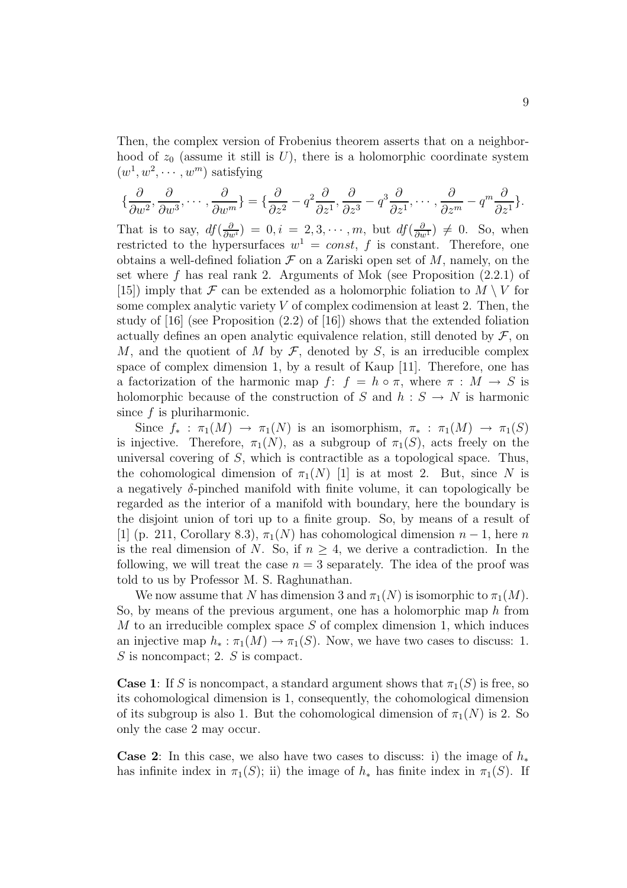Then, the complex version of Frobenius theorem asserts that on a neighborhood of $z_0$ (assume it still is $U$), there is a holomorphic coordinate system $(w^1, w^2, \cdots, w^m)$ satisfying

$$\{\frac{\partial}{\partial w^2}, \frac{\partial}{\partial w^3}, \cdots, \frac{\partial}{\partial w^m}\} = \{\frac{\partial}{\partial z^2} - q^2\frac{\partial}{\partial z^1}, \frac{\partial}{\partial z^3} - q^3\frac{\partial}{\partial z^1}, \cdots, \frac{\partial}{\partial z^m} - q^m\frac{\partial}{\partial z^1}\}.$$

That is to say, $df(\frac{\partial}{\partial w^i}) = 0, i = 2, 3, \cdots, m$, but $df(\frac{\partial}{\partial w^1}) \neq 0$. So, when restricted to the hypersurfaces $w^1 = const$, $f$ is constant. Therefore, one obtains a well-defined foliation $\mathcal{F}$ on a Zariski open set of $M$, namely, on the set where $f$ has real rank 2. Arguments of Mok (see Proposition (2.2.1) of [15]) imply that $\mathcal{F}$ can be extended as a holomorphic foliation to $M \setminus V$ for some complex analytic variety $V$ of complex codimension at least 2. Then, the study of [16] (see Proposition (2.2) of [16]) shows that the extended foliation actually defines an open analytic equivalence relation, still denoted by $\mathcal{F}$, on $M$, and the quotient of $M$ by $\mathcal{F}$, denoted by $S$, is an irreducible complex space of complex dimension 1, by a result of Kaup [11]. Therefore, one has a factorization of the harmonic map $f$: $f = h \circ \pi$, where $\pi : M \to S$ is holomorphic because of the construction of $S$ and $h : S \to N$ is harmonic since $f$ is pluriharmonic.

Since $f_* : \pi_1(M) \to \pi_1(N)$ is an isomorphism, $\pi_* : \pi_1(M) \to \pi_1(S)$ is injective. Therefore, $\pi_1(N)$, as a subgroup of $\pi_1(S)$, acts freely on the universal covering of $S$, which is contractible as a topological space. Thus, the cohomological dimension of $\pi_1(N)$ [1] is at most 2. But, since $N$ is a negatively $\delta$-pinched manifold with finite volume, it can topologically be regarded as the interior of a manifold with boundary, here the boundary is the disjoint union of tori up to a finite group. So, by means of a result of [1] (p. 211, Corollary 8.3), $\pi_1(N)$ has cohomological dimension $n-1$, here $n$ is the real dimension of $N$. So, if $n \geq 4$, we derive a contradiction. In the following, we will treat the case $n = 3$ separately. The idea of the proof was told to us by Professor M. S. Raghunathan.

We now assume that $N$ has dimension 3 and $\pi_1(N)$ is isomorphic to $\pi_1(M)$. So, by means of the previous argument, one has a holomorphic map $h$ from $M$ to an irreducible complex space $S$ of complex dimension 1, which induces an injective map $h_* : \pi_1(M) \to \pi_1(S)$. Now, we have two cases to discuss: 1. $S$ is noncompact; 2. $S$ is compact.

**Case 1**: If $S$ is noncompact, a standard argument shows that $\pi_1(S)$ is free, so its cohomological dimension is 1, consequently, the cohomological dimension of its subgroup is also 1. But the cohomological dimension of $\pi_1(N)$ is 2. So only the case 2 may occur.

**Case 2**: In this case, we also have two cases to discuss: i) the image of $h_*$ has infinite index in $\pi_1(S)$; ii) the image of $h_*$ has finite index in $\pi_1(S)$. If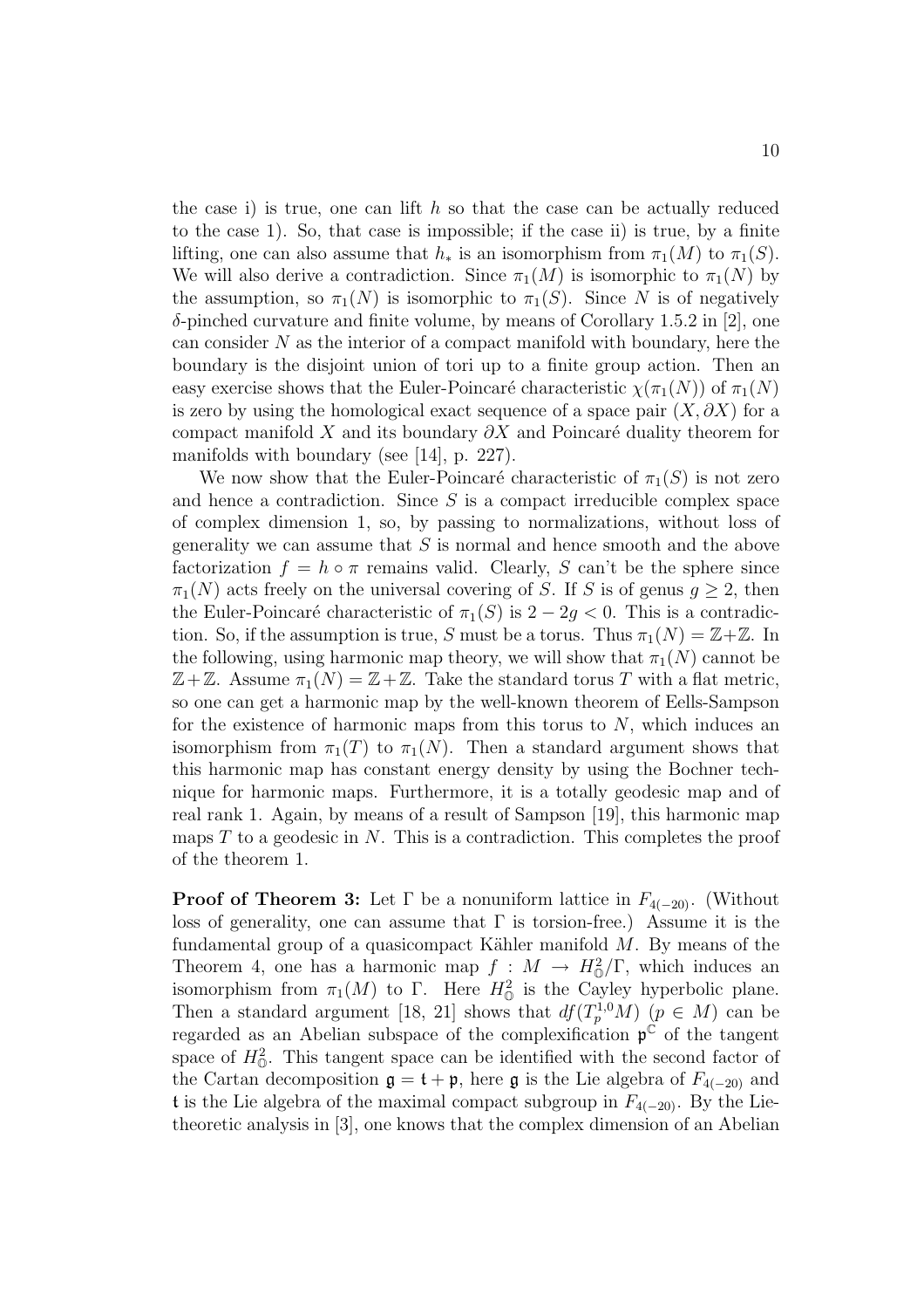the case i) is true, one can lift $h$ so that the case can be actually reduced to the case 1). So, that case is impossible; if the case ii) is true, by a finite lifting, one can also assume that $h_*$ is an isomorphism from $\pi_1(M)$ to $\pi_1(S)$. We will also derive a contradiction. Since $\pi_1(M)$ is isomorphic to $\pi_1(N)$ by the assumption, so $\pi_1(N)$ is isomorphic to $\pi_1(S)$. Since $N$ is of negatively $\delta$-pinched curvature and finite volume, by means of Corollary 1.5.2 in [2], one can consider $N$ as the interior of a compact manifold with boundary, here the boundary is the disjoint union of tori up to a finite group action. Then an easy exercise shows that the Euler-Poincaré characteristic $\chi(\pi_1(N))$ of $\pi_1(N)$ is zero by using the homological exact sequence of a space pair $(X, \partial X)$ for a compact manifold $X$ and its boundary $\partial X$ and Poincaré duality theorem for manifolds with boundary (see [14], p. 227).

We now show that the Euler-Poincaré characteristic of $\pi_1(S)$ is not zero and hence a contradiction. Since $S$ is a compact irreducible complex space of complex dimension 1, so, by passing to normalizations, without loss of generality we can assume that $S$ is normal and hence smooth and the above factorization $f = h \circ \pi$ remains valid. Clearly, $S$ can't be the sphere since $\pi_1(N)$ acts freely on the universal covering of $S$. If $S$ is of genus $g \geq 2$, then the Euler-Poincaré characteristic of $\pi_1(S)$ is $2 - 2g < 0$. This is a contradiction. So, if the assumption is true, $S$ must be a torus. Thus $\pi_1(N) = \mathbb{Z}+\mathbb{Z}$. In the following, using harmonic map theory, we will show that $\pi_1(N)$ cannot be $\mathbb{Z}+\mathbb{Z}$. Assume $\pi_1(N) = \mathbb{Z}+\mathbb{Z}$. Take the standard torus $T$ with a flat metric, so one can get a harmonic map by the well-known theorem of Eells-Sampson for the existence of harmonic maps from this torus to $N$, which induces an isomorphism from $\pi_1(T)$ to $\pi_1(N)$. Then a standard argument shows that this harmonic map has constant energy density by using the Bochner technique for harmonic maps. Furthermore, it is a totally geodesic map and of real rank 1. Again, by means of a result of Sampson [19], this harmonic map maps $T$ to a geodesic in $N$. This is a contradiction. This completes the proof of the theorem 1.

**Proof of Theorem 3:** Let $\Gamma$ be a nonuniform lattice in $F_{4(-20)}$. (Without loss of generality, one can assume that $\Gamma$ is torsion-free.) Assume it is the fundamental group of a quasicompact Kähler manifold $M$. By means of the Theorem 4, one has a harmonic map $f : M \to H^2_{\mathbb{O}}/\Gamma$, which induces an isomorphism from $\pi_1(M)$ to $\Gamma$. Here $H^2_{\mathbb{O}}$ is the Cayley hyperbolic plane. Then a standard argument [18, 21] shows that $df(T^{1,0}_p M)$ $(p \in M)$ can be regarded as an Abelian subspace of the complexification $\mathfrak{p}^{\mathbb{C}}$ of the tangent space of $H^2_{\mathbb{O}}$. This tangent space can be identified with the second factor of the Cartan decomposition $\mathfrak{g} = \mathfrak{k} + \mathfrak{p}$, here $\mathfrak{g}$ is the Lie algebra of $F_{4(-20)}$ and $\mathfrak{k}$ is the Lie algebra of the maximal compact subgroup in $F_{4(-20)}$. By the Lie-theoretic analysis in [3], one knows that the complex dimension of an Abelian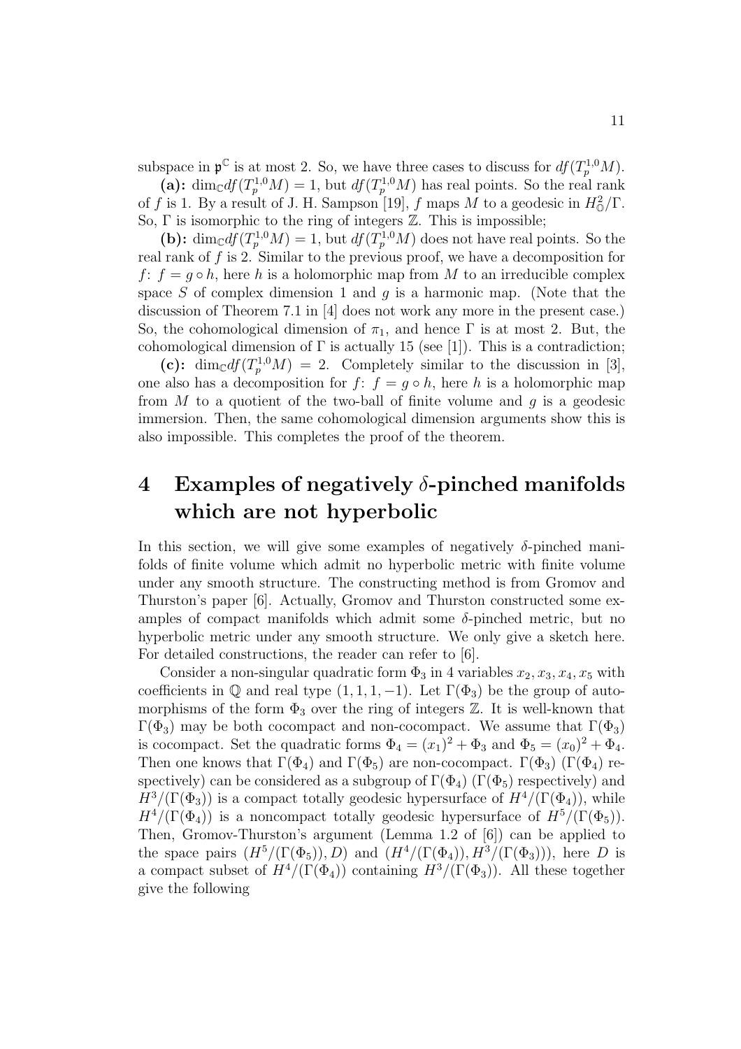subspace in $\mathfrak{p}^{\mathbb{C}}$ is at most 2. So, we have three cases to discuss for $df(T_p^{1,0}M)$.

**(a):** $\dim_{\mathbb{C}} df(T_p^{1,0}M) = 1$, but $df(T_p^{1,0}M)$ has real points. So the real rank of $f$ is 1. By a result of J. H. Sampson [19], $f$ maps $M$ to a geodesic in $H^2_{\mathbb{O}}/\Gamma$. So, $\Gamma$ is isomorphic to the ring of integers $\mathbb{Z}$. This is impossible;

**(b):** $\dim_{\mathbb{C}} df(T_p^{1,0}M) = 1$, but $df(T_p^{1,0}M)$ does not have real points. So the real rank of $f$ is 2. Similar to the previous proof, we have a decomposition for $f$: $f = g \circ h$, here $h$ is a holomorphic map from $M$ to an irreducible complex space $S$ of complex dimension 1 and $g$ is a harmonic map. (Note that the discussion of Theorem 7.1 in [4] does not work any more in the present case.) So, the cohomological dimension of $\pi_1$, and hence $\Gamma$ is at most 2. But, the cohomological dimension of $\Gamma$ is actually 15 (see [1]). This is a contradiction;

**(c):** $\dim_{\mathbb{C}} df(T_p^{1,0}M) = 2$. Completely similar to the discussion in [3], one also has a decomposition for $f$: $f = g \circ h$, here $h$ is a holomorphic map from $M$ to a quotient of the two-ball of finite volume and $g$ is a geodesic immersion. Then, the same cohomological dimension arguments show this is also impossible. This completes the proof of the theorem.

# 4 Examples of negatively $\delta$-pinched manifolds which are not hyperbolic

In this section, we will give some examples of negatively $\delta$-pinched manifolds of finite volume which admit no hyperbolic metric with finite volume under any smooth structure. The constructing method is from Gromov and Thurston's paper [6]. Actually, Gromov and Thurston constructed some examples of compact manifolds which admit some $\delta$-pinched metric, but no hyperbolic metric under any smooth structure. We only give a sketch here. For detailed constructions, the reader can refer to [6].

Consider a non-singular quadratic form $\Phi_3$ in 4 variables $x_2, x_3, x_4, x_5$ with coefficients in $\mathbb{Q}$ and real type $(1, 1, 1, -1)$. Let $\Gamma(\Phi_3)$ be the group of automorphisms of the form $\Phi_3$ over the ring of integers $\mathbb{Z}$. It is well-known that $\Gamma(\Phi_3)$ may be both cocompact and non-cocompact. We assume that $\Gamma(\Phi_3)$ is cocompact. Set the quadratic forms $\Phi_4 = (x_1)^2 + \Phi_3$ and $\Phi_5 = (x_0)^2 + \Phi_4$. Then one knows that $\Gamma(\Phi_4)$ and $\Gamma(\Phi_5)$ are non-cocompact. $\Gamma(\Phi_3)$ ($\Gamma(\Phi_4)$ respectively) can be considered as a subgroup of $\Gamma(\Phi_4)$ ($\Gamma(\Phi_5)$ respectively) and $H^3/(\Gamma(\Phi_3))$ is a compact totally geodesic hypersurface of $H^4/(\Gamma(\Phi_4))$, while $H^4/(\Gamma(\Phi_4))$ is a noncompact totally geodesic hypersurface of $H^5/(\Gamma(\Phi_5))$. Then, Gromov-Thurston's argument (Lemma 1.2 of [6]) can be applied to the space pairs $(H^5/(\Gamma(\Phi_5)), D)$ and $(H^4/(\Gamma(\Phi_4)), H^3/(\Gamma(\Phi_3)))$, here $D$ is a compact subset of $H^4/(\Gamma(\Phi_4))$ containing $H^3/(\Gamma(\Phi_3))$. All these together give the following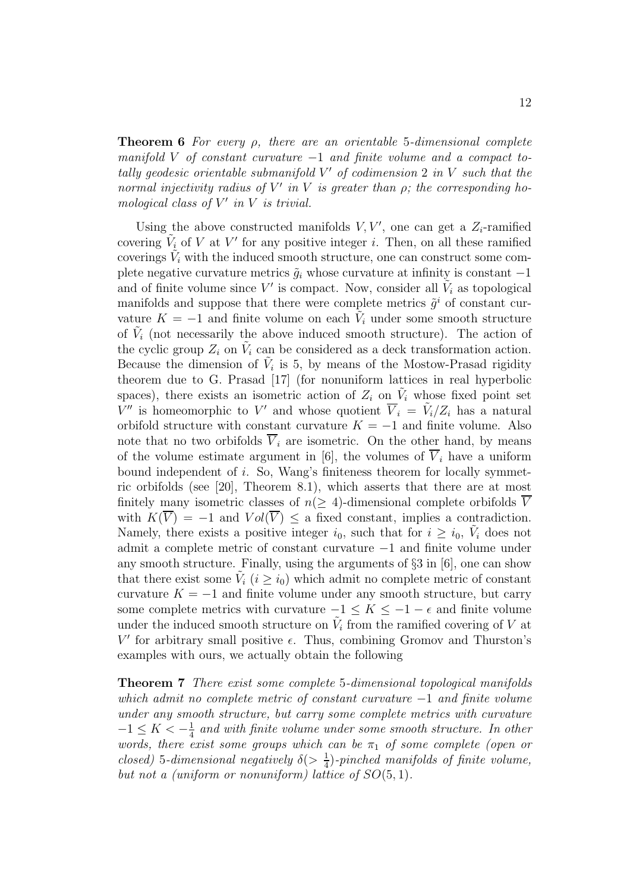**Theorem 6** *For every $\rho$, there are an orientable 5-dimensional complete manifold $V$ of constant curvature $-1$ and finite volume and a compact totally geodesic orientable submanifold $V'$ of codimension 2 in $V$ such that the normal injectivity radius of $V'$ in $V$ is greater than $\rho$; the corresponding homological class of $V'$ in $V$ is trivial.*

Using the above constructed manifolds $V, V'$, one can get a $Z_i$-ramified covering $\tilde{V}_i$ of $V$ at $V'$ for any positive integer $i$. Then, on all these ramified coverings $\tilde{V}_i$ with the induced smooth structure, one can construct some complete negative curvature metrics $\tilde{g}_i$ whose curvature at infinity is constant $-1$ and of finite volume since $V'$ is compact. Now, consider all $\tilde{V}_i$ as topological manifolds and suppose that there were complete metrics $\tilde{g}^i$ of constant curvature $K = -1$ and finite volume on each $\tilde{V}_i$ under some smooth structure of $\tilde{V}_i$ (not necessarily the above induced smooth structure). The action of the cyclic group $Z_i$ on $\tilde{V}_i$ can be considered as a deck transformation action. Because the dimension of $\tilde{V}_i$ is 5, by means of the Mostow-Prasad rigidity theorem due to G. Prasad [17] (for nonuniform lattices in real hyperbolic spaces), there exists an isometric action of $Z_i$ on $\tilde{V}_i$ whose fixed point set $V''$ is homeomorphic to $V'$ and whose quotient $\overline{V}_i = \tilde{V}_i/Z_i$ has a natural orbifold structure with constant curvature $K = -1$ and finite volume. Also note that no two orbifolds $\overline{V}_i$ are isometric. On the other hand, by means of the volume estimate argument in [6], the volumes of $\overline{V}_i$ have a uniform bound independent of $i$. So, Wang's finiteness theorem for locally symmetric orbifolds (see [20], Theorem 8.1), which asserts that there are at most finitely many isometric classes of $n(\geq 4)$-dimensional complete orbifolds $\overline{V}$ with $K(\overline{V}) = -1$ and $Vol(\overline{V}) \leq$ a fixed constant, implies a contradiction. Namely, there exists a positive integer $i_0$, such that for $i \geq i_0$, $\tilde{V}_i$ does not admit a complete metric of constant curvature $-1$ and finite volume under any smooth structure. Finally, using the arguments of §3 in [6], one can show that there exist some $\tilde{V}_i$ $(i \geq i_0)$ which admit no complete metric of constant curvature $K = -1$ and finite volume under any smooth structure, but carry some complete metrics with curvature $-1 \leq K \leq -1 - \epsilon$ and finite volume under the induced smooth structure on $\tilde{V}_i$ from the ramified covering of $V$ at $V'$ for arbitrary small positive $\epsilon$. Thus, combining Gromov and Thurston's examples with ours, we actually obtain the following

**Theorem 7** *There exist some complete 5-dimensional topological manifolds which admit no complete metric of constant curvature $-1$ and finite volume under any smooth structure, but carry some complete metrics with curvature $-1 \leq K < -\frac{1}{4}$ and with finite volume under some smooth structure. In other words, there exist some groups which can be $\pi_1$ of some complete (open or closed) 5-dimensional negatively $\delta(> \frac{1}{4})$-pinched manifolds of finite volume, but not a (uniform or nonuniform) lattice of $SO(5,1)$.*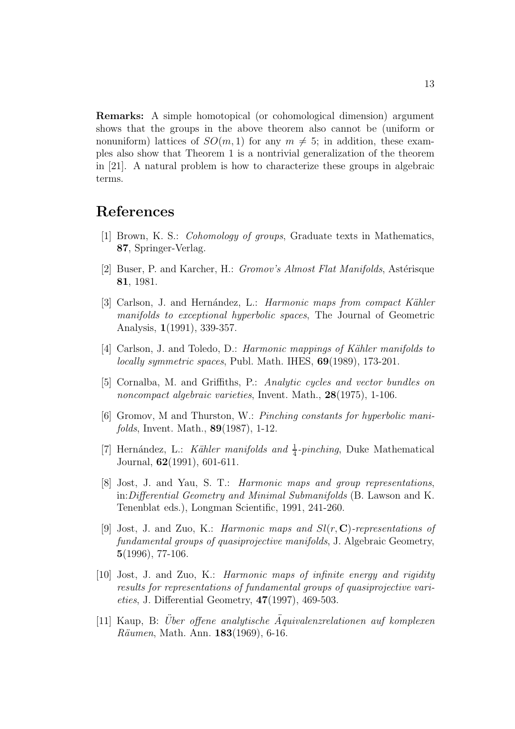**Remarks:** A simple homotopical (or cohomological dimension) argument shows that the groups in the above theorem also cannot be (uniform or nonuniform) lattices of $SO(m,1)$ for any $m \neq 5$; in addition, these examples also show that Theorem 1 is a nontrivial generalization of the theorem in [21]. A natural problem is how to characterize these groups in algebraic terms.

# References

[1] Brown, K. S.: *Cohomology of groups*, Graduate texts in Mathematics, **87**, Springer-Verlag.

[2] Buser, P. and Karcher, H.: *Gromov's Almost Flat Manifolds*, Astérisque **81**, 1981.

[3] Carlson, J. and Hernández, L.: *Harmonic maps from compact Kähler manifolds to exceptional hyperbolic spaces*, The Journal of Geometric Analysis, **1**(1991), 339-357.

[4] Carlson, J. and Toledo, D.: *Harmonic mappings of Kähler manifolds to locally symmetric spaces*, Publ. Math. IHES, **69**(1989), 173-201.

[5] Cornalba, M. and Griffiths, P.: *Analytic cycles and vector bundles on noncompact algebraic varieties*, Invent. Math., **28**(1975), 1-106.

[6] Gromov, M and Thurston, W.: *Pinching constants for hyperbolic manifolds*, Invent. Math., **89**(1987), 1-12.

[7] Hernández, L.: *Kähler manifolds and $\frac{1}{4}$-pinching*, Duke Mathematical Journal, **62**(1991), 601-611.

[8] Jost, J. and Yau, S. T.: *Harmonic maps and group representations*, in:*Differential Geometry and Minimal Submanifolds* (B. Lawson and K. Tenenblat eds.), Longman Scientific, 1991, 241-260.

[9] Jost, J. and Zuo, K.: *Harmonic maps and $Sl(r, \mathbf{C})$-representations of fundamental groups of quasiprojective manifolds*, J. Algebraic Geometry, **5**(1996), 77-106.

[10] Jost, J. and Zuo, K.: *Harmonic maps of infinite energy and rigidity results for representations of fundamental groups of quasiprojective varieties*, J. Differential Geometry, **47**(1997), 469-503.

[11] Kaup, B: *Über offene analytische Äquivalenzrelationen auf komplexen Räumen*, Math. Ann. **183**(1969), 6-16.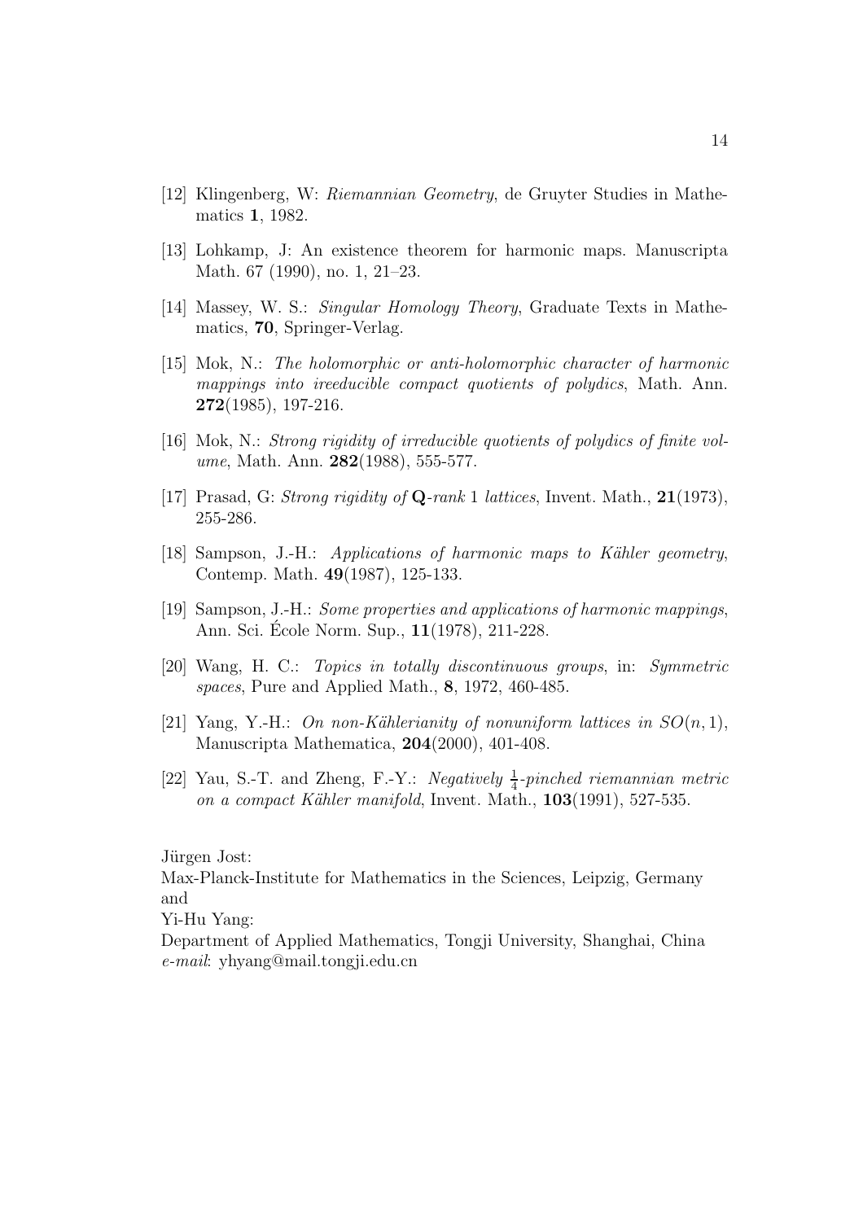[12] Klingenberg, W: *Riemannian Geometry*, de Gruyter Studies in Mathematics **1**, 1982.

[13] Lohkamp, J: An existence theorem for harmonic maps. Manuscripta Math. 67 (1990), no. 1, 21–23.

[14] Massey, W. S.: *Singular Homology Theory*, Graduate Texts in Mathematics, **70**, Springer-Verlag.

[15] Mok, N.: *The holomorphic or anti-holomorphic character of harmonic mappings into ireeducible compact quotients of polydics*, Math. Ann. **272**(1985), 197-216.

[16] Mok, N.: *Strong rigidity of irreducible quotients of polydics of finite volume*, Math. Ann. **282**(1988), 555-577.

[17] Prasad, G: *Strong rigidity of* $\mathbf{Q}$*-rank* 1 *lattices*, Invent. Math., **21**(1973), 255-286.

[18] Sampson, J.-H.: *Applications of harmonic maps to Kähler geometry*, Contemp. Math. **49**(1987), 125-133.

[19] Sampson, J.-H.: *Some properties and applications of harmonic mappings*, Ann. Sci. École Norm. Sup., **11**(1978), 211-228.

[20] Wang, H. C.: *Topics in totally discontinuous groups*, in: *Symmetric spaces*, Pure and Applied Math., **8**, 1972, 460-485.

[21] Yang, Y.-H.: *On non-Kählerianity of nonuniform lattices in* $SO(n,1)$, Manuscripta Mathematica, **204**(2000), 401-408.

[22] Yau, S.-T. and Zheng, F.-Y.: *Negatively* $\frac{1}{4}$*-pinched riemannian metric on a compact Kähler manifold*, Invent. Math., **103**(1991), 527-535.

Jürgen Jost:
Max-Planck-Institute for Mathematics in the Sciences, Leipzig, Germany
and
Yi-Hu Yang:
Department of Applied Mathematics, Tongji University, Shanghai, China
*e-mail*: yhyang@mail.tongji.edu.cn